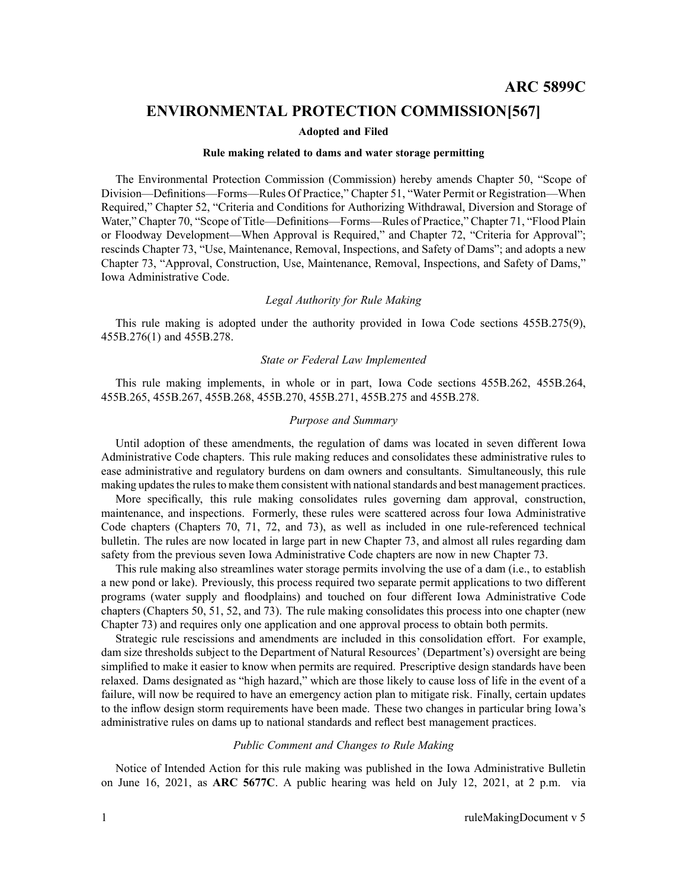# ARC 5899C

## ENVIRONMENTAL PROTECTION COMMISSION[567]

**Adopted and Filed**

**Rule making related to dams and water storage permitting**

The Environmental Protection Commission (Commission) hereby amends Chapter 50, "Scope of Division—Definitions—Forms—Rules Of Practice," Chapter 51, "Water Permit or Registration—When Required," Chapter 52, "Criteria and Conditions for Authorizing Withdrawal, Diversion and Storage of Water," Chapter 70, "Scope of Title—Definitions—Forms—Rules of Practice," Chapter 71, "Flood Plain or Floodway Development—When Approval is Required," and Chapter 72, "Criteria for Approval"; rescinds Chapter 73, "Use, Maintenance, Removal, Inspections, and Safety of Dams"; and adopts a new Chapter 73, "Approval, Construction, Use, Maintenance, Removal, Inspections, and Safety of Dams," Iowa Administrative Code.

*Legal Authority for Rule Making*

This rule making is adopted under the authority provided in Iowa Code sections 455B.275(9), 455B.276(1) and 455B.278.

*State or Federal Law Implemented*

This rule making implements, in whole or in part, Iowa Code sections 455B.262, 455B.264, 455B.265, 455B.267, 455B.268, 455B.270, 455B.271, 455B.275 and 455B.278.

*Purpose and Summary*

Until adoption of these amendments, the regulation of dams was located in seven different Iowa Administrative Code chapters. This rule making reduces and consolidates these administrative rules to ease administrative and regulatory burdens on dam owners and consultants. Simultaneously, this rule making updates the rules to make them consistent with national standards and best management practices.

More specifically, this rule making consolidates rules governing dam approval, construction, maintenance, and inspections. Formerly, these rules were scattered across four Iowa Administrative Code chapters (Chapters 70, 71, 72, and 73), as well as included in one rule-referenced technical bulletin. The rules are now located in large part in new Chapter 73, and almost all rules regarding dam safety from the previous seven Iowa Administrative Code chapters are now in new Chapter 73.

This rule making also streamlines water storage permits involving the use of a dam (i.e., to establish a new pond or lake). Previously, this process required two separate permit applications to two different programs (water supply and floodplains) and touched on four different Iowa Administrative Code chapters (Chapters 50, 51, 52, and 73). The rule making consolidates this process into one chapter (new Chapter 73) and requires only one application and one approval process to obtain both permits.

Strategic rule rescissions and amendments are included in this consolidation effort. For example, dam size thresholds subject to the Department of Natural Resources' (Department's) oversight are being simplified to make it easier to know when permits are required. Prescriptive design standards have been relaxed. Dams designated as "high hazard," which are those likely to cause loss of life in the event of a failure, will now be required to have an emergency action plan to mitigate risk. Finally, certain updates to the inflow design storm requirements have been made. These two changes in particular bring Iowa's administrative rules on dams up to national standards and reflect best management practices.

*Public Comment and Changes to Rule Making*

Notice of Intended Action for this rule making was published in the Iowa Administrative Bulletin on June 16, 2021, as **ARC 5677C**. A public hearing was held on July 12, 2021, at 2 p.m. via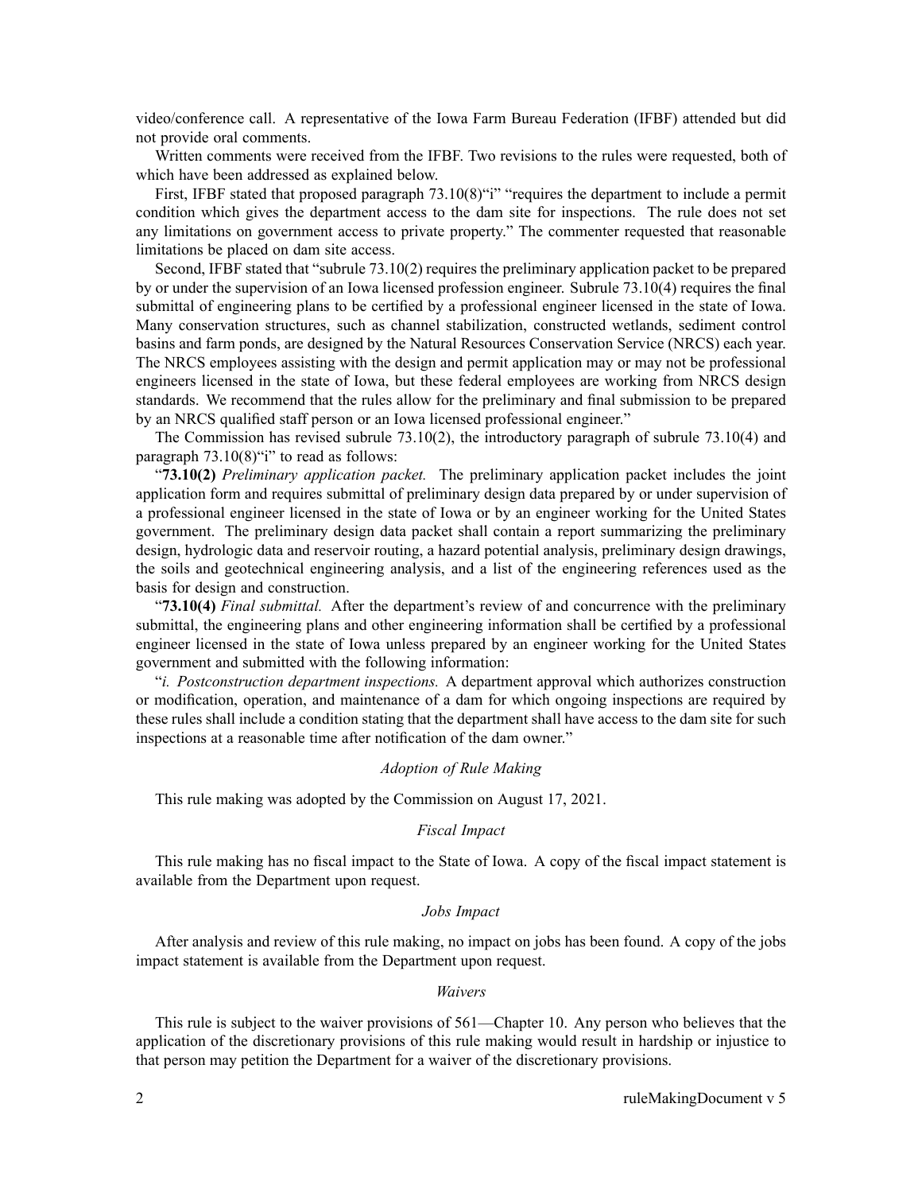video/conference call. A representative of the Iowa Farm Bureau Federation (IFBF) attended but did not provide oral comments.

Written comments were received from the IFBF. Two revisions to the rules were requested, both of which have been addressed as explained below.

First, IFBF stated that proposed paragraph 73.10(8)"i" "requires the department to include a permit condition which gives the department access to the dam site for inspections. The rule does not set any limitations on government access to private property." The commenter requested that reasonable limitations be placed on dam site access.

Second, IFBF stated that "subrule 73.10(2) requires the preliminary application packet to be prepared by or under the supervision of an Iowa licensed profession engineer. Subrule 73.10(4) requires the final submittal of engineering plans to be certified by a professional engineer licensed in the state of Iowa. Many conservation structures, such as channel stabilization, constructed wetlands, sediment control basins and farm ponds, are designed by the Natural Resources Conservation Service (NRCS) each year. The NRCS employees assisting with the design and permit application may or may not be professional engineers licensed in the state of Iowa, but these federal employees are working from NRCS design standards. We recommend that the rules allow for the preliminary and final submission to be prepared by an NRCS qualified staff person or an Iowa licensed professional engineer."

The Commission has revised subrule 73.10(2), the introductory paragraph of subrule 73.10(4) and paragraph 73.10(8)"i" to read as follows:

"**73.10(2)** *Preliminary application packet.* The preliminary application packet includes the joint application form and requires submittal of preliminary design data prepared by or under supervision of a professional engineer licensed in the state of Iowa or by an engineer working for the United States government. The preliminary design data packet shall contain a report summarizing the preliminary design, hydrologic data and reservoir routing, a hazard potential analysis, preliminary design drawings, the soils and geotechnical engineering analysis, and a list of the engineering references used as the basis for design and construction.

"**73.10(4)** *Final submittal.* After the department's review of and concurrence with the preliminary submittal, the engineering plans and other engineering information shall be certified by a professional engineer licensed in the state of Iowa unless prepared by an engineer working for the United States government and submitted with the following information:

"*i. Postconstruction department inspections.* A department approval which authorizes construction or modification, operation, and maintenance of a dam for which ongoing inspections are required by these rules shall include a condition stating that the department shall have access to the dam site for such inspections at a reasonable time after notification of the dam owner."

### *Adoption of Rule Making*

This rule making was adopted by the Commission on August 17, 2021.

### *Fiscal Impact*

This rule making has no fiscal impact to the State of Iowa. A copy of the fiscal impact statement is available from the Department upon request.

### *Jobs Impact*

After analysis and review of this rule making, no impact on jobs has been found. A copy of the jobs impact statement is available from the Department upon request.

### *Waivers*

This rule is subject to the waiver provisions of 561—Chapter 10. Any person who believes that the application of the discretionary provisions of this rule making would result in hardship or injustice to that person may petition the Department for a waiver of the discretionary provisions.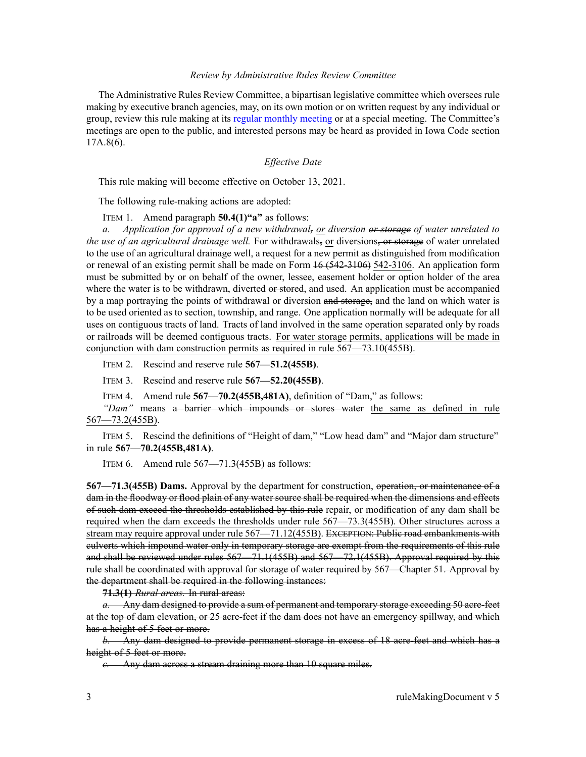*Review by Administrative Rules Review Committee*

The Administrative Rules Review Committee, a bipartisan legislative committee which oversees rule making by executive branch agencies, may, on its own motion or on written request by any individual or group, review this rule making at its regular monthly meeting or at a special meeting. The Committee's meetings are open to the public, and interested persons may be heard as provided in Iowa Code section 17A.8(6).

*Effective Date*

This rule making will become effective on October 13, 2021.

The following rule-making actions are adopted:

ITEM 1. Amend paragraph **50.4(1)"a"** as follows:

*a. Application for approval of a new withdrawal, or diversion ~~or storage~~ of water unrelated to the use of an agricultural drainage well.* For withdrawals~~,~~ or diversions~~, or storage~~ of water unrelated to the use of an agricultural drainage well, a request for a new permit as distinguished from modification or renewal of an existing permit shall be made on Form ~~16 (542-3106)~~ 542-3106. An application form must be submitted by or on behalf of the owner, lessee, easement holder or option holder of the area where the water is to be withdrawn, diverted ~~or stored~~, and used. An application must be accompanied by a map portraying the points of withdrawal or diversion ~~and storage,~~ and the land on which water is to be used oriented as to section, township, and range. One application normally will be adequate for all uses on contiguous tracts of land. Tracts of land involved in the same operation separated only by roads or railroads will be deemed contiguous tracts. For water storage permits, applications will be made in conjunction with dam construction permits as required in rule 567—73.10(455B).

ITEM 2. Rescind and reserve rule **567—51.2(455B)**.

ITEM 3. Rescind and reserve rule **567—52.20(455B)**.

ITEM 4. Amend rule **567—70.2(455B,481A)**, definition of "Dam," as follows:

*"Dam"* means ~~a barrier which impounds or stores water~~ the same as defined in rule 567—73.2(455B).

ITEM 5. Rescind the definitions of "Height of dam," "Low head dam" and "Major dam structure" in rule **567—70.2(455B,481A)**.

ITEM 6. Amend rule 567—71.3(455B) as follows:

**567—71.3(455B) Dams.** Approval by the department for construction, ~~operation, or maintenance of a dam in the floodway or flood plain of any water source shall be required when the dimensions and effects of such dam exceed the thresholds established by this rule~~ repair, or modification of any dam shall be required when the dam exceeds the thresholds under rule 567—73.3(455B). Other structures across a stream may require approval under rule 567—71.12(455B). ~~EXCEPTION: Public road embankments with culverts which impound water only in temporary storage are exempt from the requirements of this rule and shall be reviewed under rules 567—71.1(455B) and 567—72.1(455B). Approval required by this rule shall be coordinated with approval for storage of water required by 567—Chapter 51. Approval by the department shall be required in the following instances:~~

~~**71.3(1)** *Rural areas.* In rural areas:~~

~~*a.* Any dam designed to provide a sum of permanent and temporary storage exceeding 50 acre-feet at the top of dam elevation, or 25 acre-feet if the dam does not have an emergency spillway, and which has a height of 5 feet or more.~~

~~*b.* Any dam designed to provide permanent storage in excess of 18 acre-feet and which has a height of 5 feet or more.~~

~~*c.* Any dam across a stream draining more than 10 square miles.~~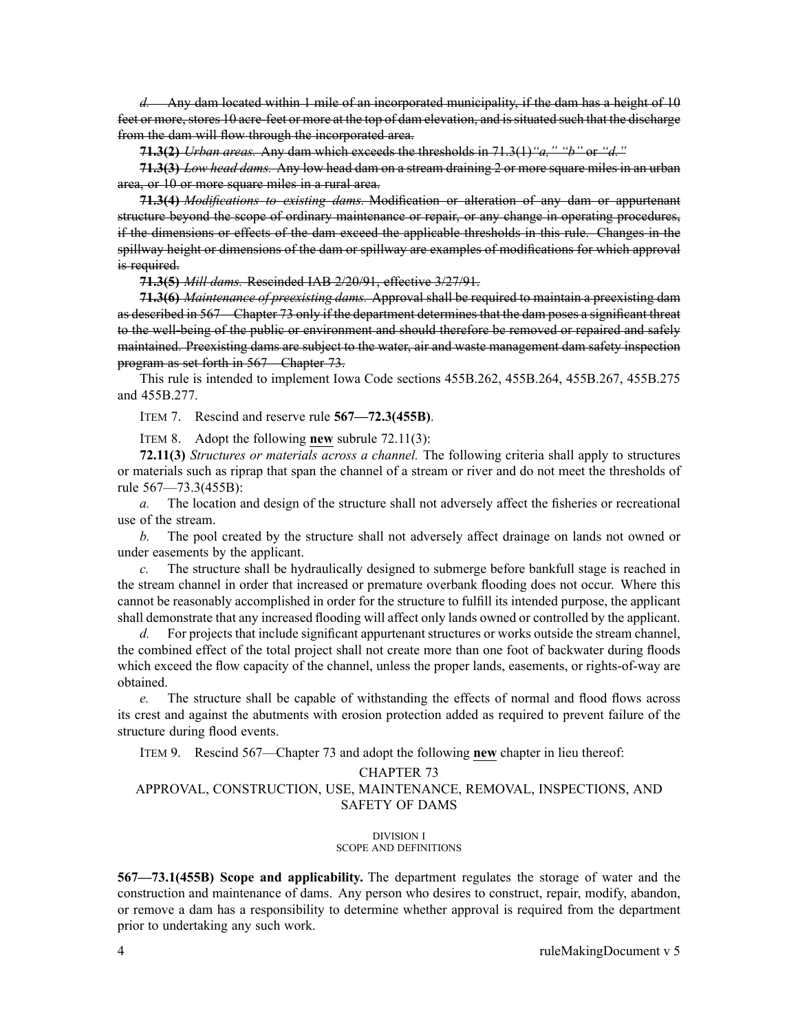~~*d.* Any dam located within 1 mile of an incorporated municipality, if the dam has a height of 10 feet or more, stores 10 acre-feet or more at the top of dam elevation, and is situated such that the discharge from the dam will flow through the incorporated area.~~

~~**71.3(2)** *Urban areas.* Any dam which exceeds the thresholds in 71.3(1)*"a," "b"* or *"d."*~~

~~**71.3(3)** *Low head dams.* Any low head dam on a stream draining 2 or more square miles in an urban area, or 10 or more square miles in a rural area.~~

~~**71.3(4)** *Modifications to existing dams.* Modification or alteration of any dam or appurtenant structure beyond the scope of ordinary maintenance or repair, or any change in operating procedures, if the dimensions or effects of the dam exceed the applicable thresholds in this rule. Changes in the spillway height or dimensions of the dam or spillway are examples of modifications for which approval is required.~~

~~**71.3(5)** *Mill dams.* Rescinded IAB 2/20/91, effective 3/27/91.~~

~~**71.3(6)** *Maintenance of preexisting dams.* Approval shall be required to maintain a preexisting dam as described in 567—Chapter 73 only if the department determines that the dam poses a significant threat to the well-being of the public or environment and should therefore be removed or repaired and safely maintained. Preexisting dams are subject to the water, air and waste management dam safety inspection program as set forth in 567—Chapter 73.~~

This rule is intended to implement Iowa Code sections 455B.262, 455B.264, 455B.267, 455B.275 and 455B.277.

ITEM 7. Rescind and reserve rule **567—72.3(455B)**.

ITEM 8. Adopt the following **new** subrule 72.11(3):

**72.11(3)** *Structures or materials across a channel.* The following criteria shall apply to structures or materials such as riprap that span the channel of a stream or river and do not meet the thresholds of rule 567—73.3(455B):

*a.* The location and design of the structure shall not adversely affect the fisheries or recreational use of the stream.

*b.* The pool created by the structure shall not adversely affect drainage on lands not owned or under easements by the applicant.

*c.* The structure shall be hydraulically designed to submerge before bankfull stage is reached in the stream channel in order that increased or premature overbank flooding does not occur. Where this cannot be reasonably accomplished in order for the structure to fulfill its intended purpose, the applicant shall demonstrate that any increased flooding will affect only lands owned or controlled by the applicant.

*d.* For projects that include significant appurtenant structures or works outside the stream channel, the combined effect of the total project shall not create more than one foot of backwater during floods which exceed the flow capacity of the channel, unless the proper lands, easements, or rights-of-way are obtained.

*e.* The structure shall be capable of withstanding the effects of normal and flood flows across its crest and against the abutments with erosion protection added as required to prevent failure of the structure during flood events.

ITEM 9. Rescind 567—Chapter 73 and adopt the following **new** chapter in lieu thereof:

## CHAPTER 73
## APPROVAL, CONSTRUCTION, USE, MAINTENANCE, REMOVAL, INSPECTIONS, AND SAFETY OF DAMS

### DIVISION I
### SCOPE AND DEFINITIONS

**567—73.1(455B) Scope and applicability.** The department regulates the storage of water and the construction and maintenance of dams. Any person who desires to construct, repair, modify, abandon, or remove a dam has a responsibility to determine whether approval is required from the department prior to undertaking any such work.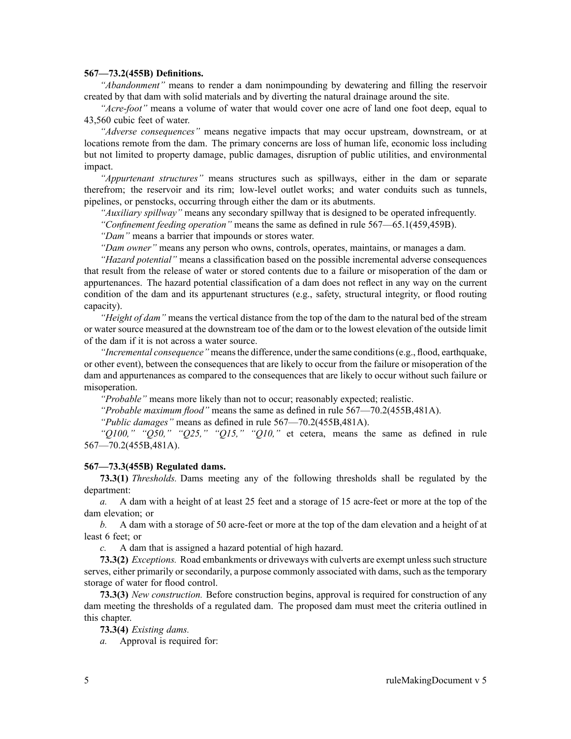**567—73.2(455B) Definitions.**

*"Abandonment"* means to render a dam nonimpounding by dewatering and filling the reservoir created by that dam with solid materials and by diverting the natural drainage around the site.

*"Acre-foot"* means a volume of water that would cover one acre of land one foot deep, equal to 43,560 cubic feet of water.

*"Adverse consequences"* means negative impacts that may occur upstream, downstream, or at locations remote from the dam. The primary concerns are loss of human life, economic loss including but not limited to property damage, public damages, disruption of public utilities, and environmental impact.

*"Appurtenant structures"* means structures such as spillways, either in the dam or separate therefrom; the reservoir and its rim; low-level outlet works; and water conduits such as tunnels, pipelines, or penstocks, occurring through either the dam or its abutments.

*"Auxiliary spillway"* means any secondary spillway that is designed to be operated infrequently.

*"Confinement feeding operation"* means the same as defined in rule 567—65.1(459,459B).

*"Dam"* means a barrier that impounds or stores water.

*"Dam owner"* means any person who owns, controls, operates, maintains, or manages a dam.

*"Hazard potential"* means a classification based on the possible incremental adverse consequences that result from the release of water or stored contents due to a failure or misoperation of the dam or appurtenances. The hazard potential classification of a dam does not reflect in any way on the current condition of the dam and its appurtenant structures (e.g., safety, structural integrity, or flood routing capacity).

*"Height of dam"* means the vertical distance from the top of the dam to the natural bed of the stream or water source measured at the downstream toe of the dam or to the lowest elevation of the outside limit of the dam if it is not across a water source.

*"Incremental consequence"* means the difference, under the same conditions (e.g., flood, earthquake, or other event), between the consequences that are likely to occur from the failure or misoperation of the dam and appurtenances as compared to the consequences that are likely to occur without such failure or misoperation.

*"Probable"* means more likely than not to occur; reasonably expected; realistic.

*"Probable maximum flood"* means the same as defined in rule 567—70.2(455B,481A).

*"Public damages"* means as defined in rule 567—70.2(455B,481A).

*"Q100," "Q50," "Q25," "Q15," "Q10,"* et cetera, means the same as defined in rule 567—70.2(455B,481A).

**567—73.3(455B) Regulated dams.**

**73.3(1)** *Thresholds.* Dams meeting any of the following thresholds shall be regulated by the department:

*a.* A dam with a height of at least 25 feet and a storage of 15 acre-feet or more at the top of the dam elevation; or

*b.* A dam with a storage of 50 acre-feet or more at the top of the dam elevation and a height of at least 6 feet; or

*c.* A dam that is assigned a hazard potential of high hazard.

**73.3(2)** *Exceptions.* Road embankments or driveways with culverts are exempt unless such structure serves, either primarily or secondarily, a purpose commonly associated with dams, such as the temporary storage of water for flood control.

**73.3(3)** *New construction.* Before construction begins, approval is required for construction of any dam meeting the thresholds of a regulated dam. The proposed dam must meet the criteria outlined in this chapter.

**73.3(4)** *Existing dams.*

*a.* Approval is required for: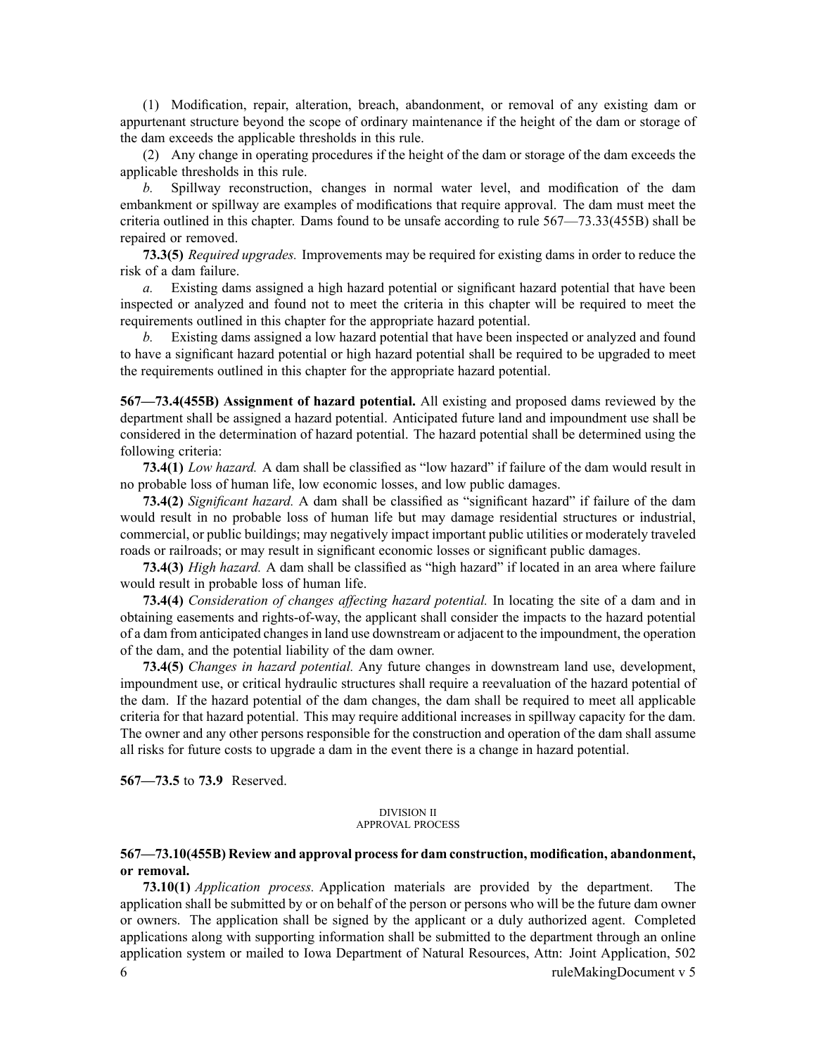(1) Modification, repair, alteration, breach, abandonment, or removal of any existing dam or appurtenant structure beyond the scope of ordinary maintenance if the height of the dam or storage of the dam exceeds the applicable thresholds in this rule.

(2) Any change in operating procedures if the height of the dam or storage of the dam exceeds the applicable thresholds in this rule.

*b.* Spillway reconstruction, changes in normal water level, and modification of the dam embankment or spillway are examples of modifications that require approval. The dam must meet the criteria outlined in this chapter. Dams found to be unsafe according to rule 567—73.33(455B) shall be repaired or removed.

**73.3(5)** *Required upgrades.* Improvements may be required for existing dams in order to reduce the risk of a dam failure.

*a.* Existing dams assigned a high hazard potential or significant hazard potential that have been inspected or analyzed and found not to meet the criteria in this chapter will be required to meet the requirements outlined in this chapter for the appropriate hazard potential.

*b.* Existing dams assigned a low hazard potential that have been inspected or analyzed and found to have a significant hazard potential or high hazard potential shall be required to be upgraded to meet the requirements outlined in this chapter for the appropriate hazard potential.

**567—73.4(455B) Assignment of hazard potential.** All existing and proposed dams reviewed by the department shall be assigned a hazard potential. Anticipated future land and impoundment use shall be considered in the determination of hazard potential. The hazard potential shall be determined using the following criteria:

**73.4(1)** *Low hazard.* A dam shall be classified as "low hazard" if failure of the dam would result in no probable loss of human life, low economic losses, and low public damages.

**73.4(2)** *Significant hazard.* A dam shall be classified as "significant hazard" if failure of the dam would result in no probable loss of human life but may damage residential structures or industrial, commercial, or public buildings; may negatively impact important public utilities or moderately traveled roads or railroads; or may result in significant economic losses or significant public damages.

**73.4(3)** *High hazard.* A dam shall be classified as "high hazard" if located in an area where failure would result in probable loss of human life.

**73.4(4)** *Consideration of changes affecting hazard potential.* In locating the site of a dam and in obtaining easements and rights-of-way, the applicant shall consider the impacts to the hazard potential of a dam from anticipated changes in land use downstream or adjacent to the impoundment, the operation of the dam, and the potential liability of the dam owner.

**73.4(5)** *Changes in hazard potential.* Any future changes in downstream land use, development, impoundment use, or critical hydraulic structures shall require a reevaluation of the hazard potential of the dam. If the hazard potential of the dam changes, the dam shall be required to meet all applicable criteria for that hazard potential. This may require additional increases in spillway capacity for the dam. The owner and any other persons responsible for the construction and operation of the dam shall assume all risks for future costs to upgrade a dam in the event there is a change in hazard potential.

**567—73.5** to **73.9** Reserved.

## DIVISION II
## APPROVAL PROCESS

**567—73.10(455B) Review and approval process for dam construction, modification, abandonment, or removal.**

**73.10(1)** *Application process.* Application materials are provided by the department. The application shall be submitted by or on behalf of the person or persons who will be the future dam owner or owners. The application shall be signed by the applicant or a duly authorized agent. Completed applications along with supporting information shall be submitted to the department through an online application system or mailed to Iowa Department of Natural Resources, Attn: Joint Application, 502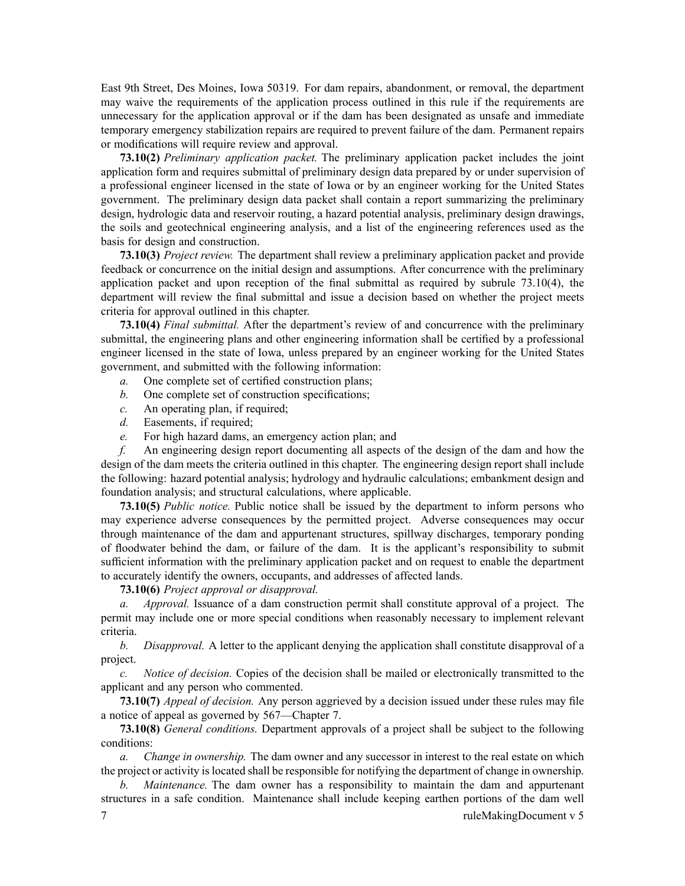East 9th Street, Des Moines, Iowa 50319. For dam repairs, abandonment, or removal, the department may waive the requirements of the application process outlined in this rule if the requirements are unnecessary for the application approval or if the dam has been designated as unsafe and immediate temporary emergency stabilization repairs are required to prevent failure of the dam. Permanent repairs or modifications will require review and approval.

**73.10(2)** *Preliminary application packet.* The preliminary application packet includes the joint application form and requires submittal of preliminary design data prepared by or under supervision of a professional engineer licensed in the state of Iowa or by an engineer working for the United States government. The preliminary design data packet shall contain a report summarizing the preliminary design, hydrologic data and reservoir routing, a hazard potential analysis, preliminary design drawings, the soils and geotechnical engineering analysis, and a list of the engineering references used as the basis for design and construction.

**73.10(3)** *Project review.* The department shall review a preliminary application packet and provide feedback or concurrence on the initial design and assumptions. After concurrence with the preliminary application packet and upon reception of the final submittal as required by subrule 73.10(4), the department will review the final submittal and issue a decision based on whether the project meets criteria for approval outlined in this chapter.

**73.10(4)** *Final submittal.* After the department's review of and concurrence with the preliminary submittal, the engineering plans and other engineering information shall be certified by a professional engineer licensed in the state of Iowa, unless prepared by an engineer working for the United States government, and submitted with the following information:

*a.* One complete set of certified construction plans;

*b.* One complete set of construction specifications;

*c.* An operating plan, if required;

*d.* Easements, if required;

*e.* For high hazard dams, an emergency action plan; and

*f.* An engineering design report documenting all aspects of the design of the dam and how the design of the dam meets the criteria outlined in this chapter. The engineering design report shall include the following: hazard potential analysis; hydrology and hydraulic calculations; embankment design and foundation analysis; and structural calculations, where applicable.

**73.10(5)** *Public notice.* Public notice shall be issued by the department to inform persons who may experience adverse consequences by the permitted project. Adverse consequences may occur through maintenance of the dam and appurtenant structures, spillway discharges, temporary ponding of floodwater behind the dam, or failure of the dam. It is the applicant's responsibility to submit sufficient information with the preliminary application packet and on request to enable the department to accurately identify the owners, occupants, and addresses of affected lands.

**73.10(6)** *Project approval or disapproval.*

*a.* *Approval.* Issuance of a dam construction permit shall constitute approval of a project. The permit may include one or more special conditions when reasonably necessary to implement relevant criteria.

*b.* *Disapproval.* A letter to the applicant denying the application shall constitute disapproval of a project.

*c.* *Notice of decision.* Copies of the decision shall be mailed or electronically transmitted to the applicant and any person who commented.

**73.10(7)** *Appeal of decision.* Any person aggrieved by a decision issued under these rules may file a notice of appeal as governed by 567—Chapter 7.

**73.10(8)** *General conditions.* Department approvals of a project shall be subject to the following conditions:

*a.* *Change in ownership.* The dam owner and any successor in interest to the real estate on which the project or activity is located shall be responsible for notifying the department of change in ownership.

*b.* *Maintenance.* The dam owner has a responsibility to maintain the dam and appurtenant structures in a safe condition. Maintenance shall include keeping earthen portions of the dam well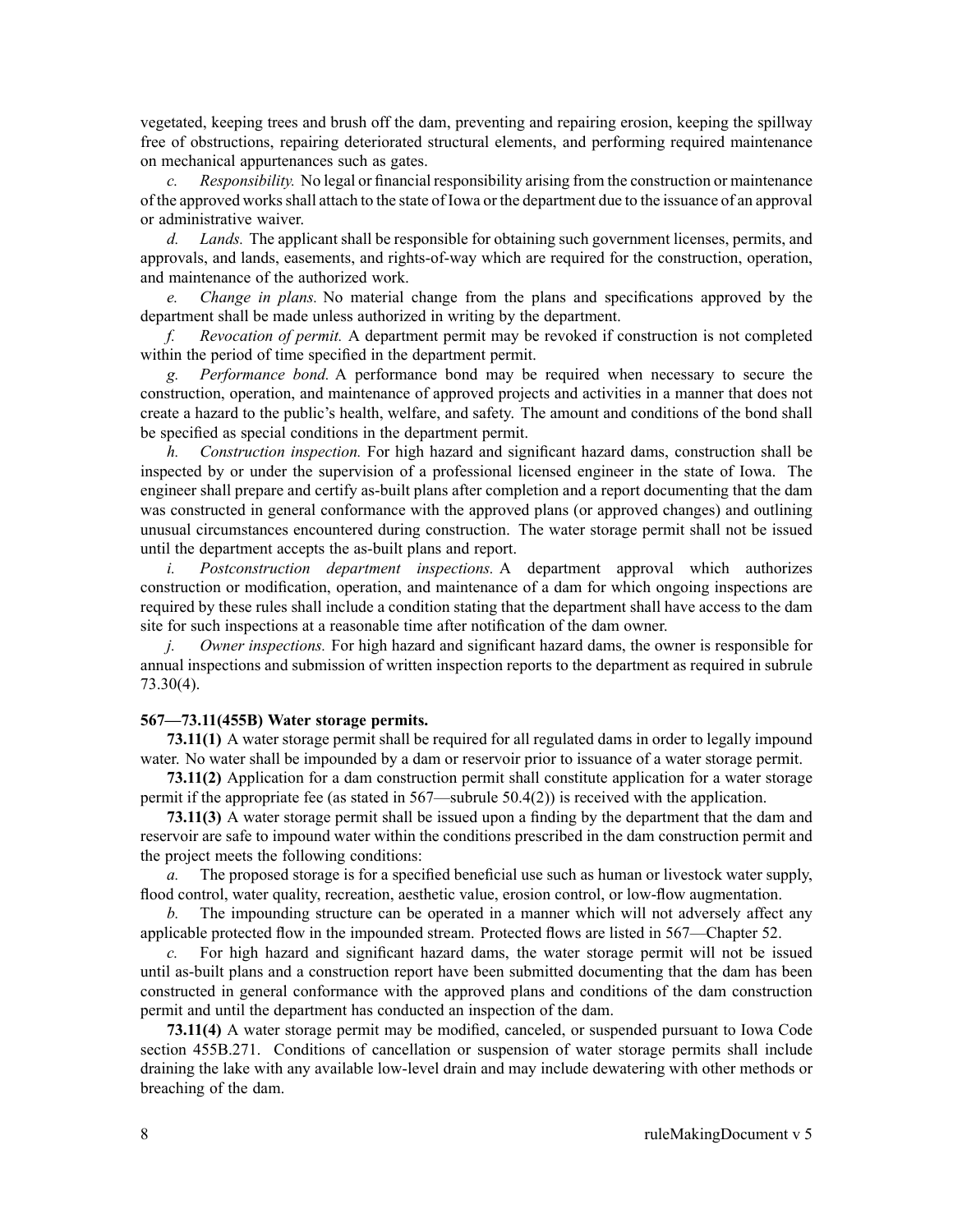vegetated, keeping trees and brush off the dam, preventing and repairing erosion, keeping the spillway free of obstructions, repairing deteriorated structural elements, and performing required maintenance on mechanical appurtenances such as gates.

*c. Responsibility.* No legal or financial responsibility arising from the construction or maintenance of the approved works shall attach to the state of Iowa or the department due to the issuance of an approval or administrative waiver.

*d. Lands.* The applicant shall be responsible for obtaining such government licenses, permits, and approvals, and lands, easements, and rights-of-way which are required for the construction, operation, and maintenance of the authorized work.

*e. Change in plans.* No material change from the plans and specifications approved by the department shall be made unless authorized in writing by the department.

*f. Revocation of permit.* A department permit may be revoked if construction is not completed within the period of time specified in the department permit.

*g. Performance bond.* A performance bond may be required when necessary to secure the construction, operation, and maintenance of approved projects and activities in a manner that does not create a hazard to the public's health, welfare, and safety. The amount and conditions of the bond shall be specified as special conditions in the department permit.

*h. Construction inspection.* For high hazard and significant hazard dams, construction shall be inspected by or under the supervision of a professional licensed engineer in the state of Iowa. The engineer shall prepare and certify as-built plans after completion and a report documenting that the dam was constructed in general conformance with the approved plans (or approved changes) and outlining unusual circumstances encountered during construction. The water storage permit shall not be issued until the department accepts the as-built plans and report.

*i. Postconstruction department inspections.* A department approval which authorizes construction or modification, operation, and maintenance of a dam for which ongoing inspections are required by these rules shall include a condition stating that the department shall have access to the dam site for such inspections at a reasonable time after notification of the dam owner.

*j. Owner inspections.* For high hazard and significant hazard dams, the owner is responsible for annual inspections and submission of written inspection reports to the department as required in subrule 73.30(4).

**567—73.11(455B) Water storage permits.**

**73.11(1)** A water storage permit shall be required for all regulated dams in order to legally impound water. No water shall be impounded by a dam or reservoir prior to issuance of a water storage permit.

**73.11(2)** Application for a dam construction permit shall constitute application for a water storage permit if the appropriate fee (as stated in 567—subrule 50.4(2)) is received with the application.

**73.11(3)** A water storage permit shall be issued upon a finding by the department that the dam and reservoir are safe to impound water within the conditions prescribed in the dam construction permit and the project meets the following conditions:

*a.* The proposed storage is for a specified beneficial use such as human or livestock water supply, flood control, water quality, recreation, aesthetic value, erosion control, or low-flow augmentation.

*b.* The impounding structure can be operated in a manner which will not adversely affect any applicable protected flow in the impounded stream. Protected flows are listed in 567—Chapter 52.

*c.* For high hazard and significant hazard dams, the water storage permit will not be issued until as-built plans and a construction report have been submitted documenting that the dam has been constructed in general conformance with the approved plans and conditions of the dam construction permit and until the department has conducted an inspection of the dam.

**73.11(4)** A water storage permit may be modified, canceled, or suspended pursuant to Iowa Code section 455B.271. Conditions of cancellation or suspension of water storage permits shall include draining the lake with any available low-level drain and may include dewatering with other methods or breaching of the dam.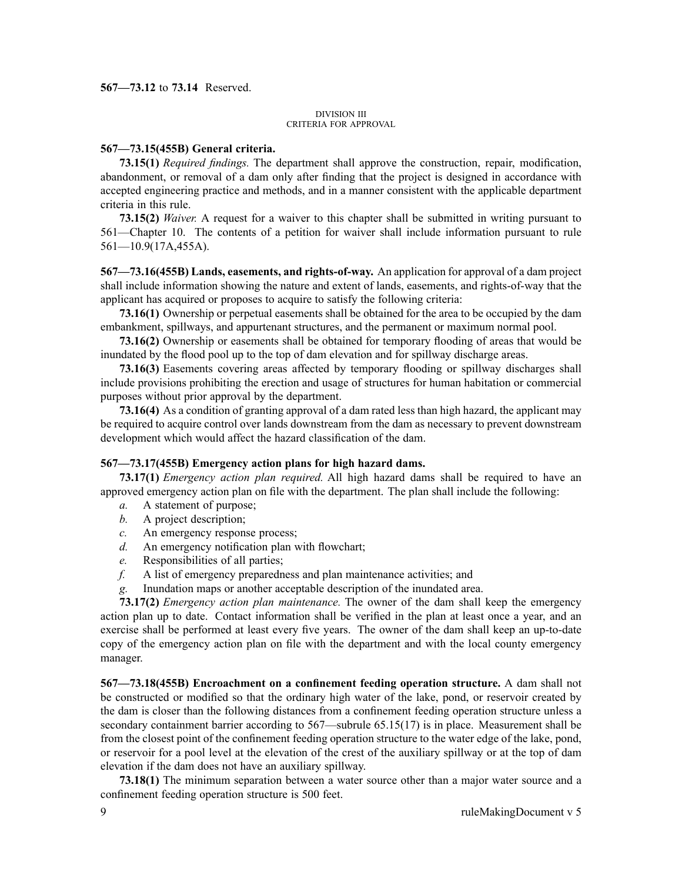**567—73.12** to **73.14** Reserved.

DIVISION III
CRITERIA FOR APPROVAL

**567—73.15(455B) General criteria.**

**73.15(1)** *Required findings.* The department shall approve the construction, repair, modification, abandonment, or removal of a dam only after finding that the project is designed in accordance with accepted engineering practice and methods, and in a manner consistent with the applicable department criteria in this rule.

**73.15(2)** *Waiver.* A request for a waiver to this chapter shall be submitted in writing pursuant to 561—Chapter 10. The contents of a petition for waiver shall include information pursuant to rule 561—10.9(17A,455A).

**567—73.16(455B) Lands, easements, and rights-of-way.** An application for approval of a dam project shall include information showing the nature and extent of lands, easements, and rights-of-way that the applicant has acquired or proposes to acquire to satisfy the following criteria:

**73.16(1)** Ownership or perpetual easements shall be obtained for the area to be occupied by the dam embankment, spillways, and appurtenant structures, and the permanent or maximum normal pool.

**73.16(2)** Ownership or easements shall be obtained for temporary flooding of areas that would be inundated by the flood pool up to the top of dam elevation and for spillway discharge areas.

**73.16(3)** Easements covering areas affected by temporary flooding or spillway discharges shall include provisions prohibiting the erection and usage of structures for human habitation or commercial purposes without prior approval by the department.

**73.16(4)** As a condition of granting approval of a dam rated less than high hazard, the applicant may be required to acquire control over lands downstream from the dam as necessary to prevent downstream development which would affect the hazard classification of the dam.

**567—73.17(455B) Emergency action plans for high hazard dams.**

**73.17(1)** *Emergency action plan required.* All high hazard dams shall be required to have an approved emergency action plan on file with the department. The plan shall include the following:

*a.* A statement of purpose;

*b.* A project description;

*c.* An emergency response process;

*d.* An emergency notification plan with flowchart;

*e.* Responsibilities of all parties;

*f.* A list of emergency preparedness and plan maintenance activities; and

*g.* Inundation maps or another acceptable description of the inundated area.

**73.17(2)** *Emergency action plan maintenance.* The owner of the dam shall keep the emergency action plan up to date. Contact information shall be verified in the plan at least once a year, and an exercise shall be performed at least every five years. The owner of the dam shall keep an up-to-date copy of the emergency action plan on file with the department and with the local county emergency manager.

**567—73.18(455B) Encroachment on a confinement feeding operation structure.** A dam shall not be constructed or modified so that the ordinary high water of the lake, pond, or reservoir created by the dam is closer than the following distances from a confinement feeding operation structure unless a secondary containment barrier according to 567—subrule 65.15(17) is in place. Measurement shall be from the closest point of the confinement feeding operation structure to the water edge of the lake, pond, or reservoir for a pool level at the elevation of the crest of the auxiliary spillway or at the top of dam elevation if the dam does not have an auxiliary spillway.

**73.18(1)** The minimum separation between a water source other than a major water source and a confinement feeding operation structure is 500 feet.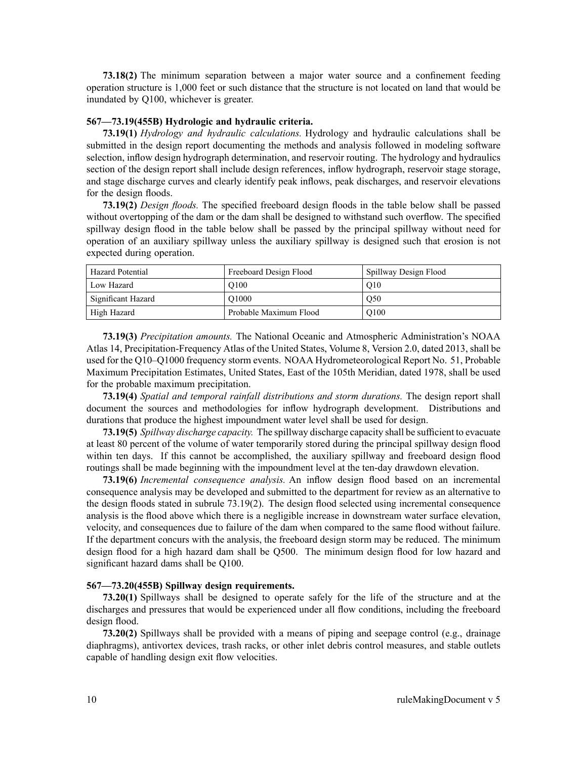**73.18(2)** The minimum separation between a major water source and a confinement feeding operation structure is 1,000 feet or such distance that the structure is not located on land that would be inundated by Q100, whichever is greater.

**567—73.19(455B) Hydrologic and hydraulic criteria.**

**73.19(1)** *Hydrology and hydraulic calculations.* Hydrology and hydraulic calculations shall be submitted in the design report documenting the methods and analysis followed in modeling software selection, inflow design hydrograph determination, and reservoir routing. The hydrology and hydraulics section of the design report shall include design references, inflow hydrograph, reservoir stage storage, and stage discharge curves and clearly identify peak inflows, peak discharges, and reservoir elevations for the design floods.

**73.19(2)** *Design floods.* The specified freeboard design floods in the table below shall be passed without overtopping of the dam or the dam shall be designed to withstand such overflow. The specified spillway design flood in the table below shall be passed by the principal spillway without need for operation of an auxiliary spillway unless the auxiliary spillway is designed such that erosion is not expected during operation.

| Hazard Potential | Freeboard Design Flood | Spillway Design Flood |
| --- | --- | --- |
| Low Hazard | Q100 | Q10 |
| Significant Hazard | Q1000 | Q50 |
| High Hazard | Probable Maximum Flood | Q100 |

**73.19(3)** *Precipitation amounts.* The National Oceanic and Atmospheric Administration's NOAA Atlas 14, Precipitation-Frequency Atlas of the United States, Volume 8, Version 2.0, dated 2013, shall be used for the Q10–Q1000 frequency storm events. NOAA Hydrometeorological Report No. 51, Probable Maximum Precipitation Estimates, United States, East of the 105th Meridian, dated 1978, shall be used for the probable maximum precipitation.

**73.19(4)** *Spatial and temporal rainfall distributions and storm durations.* The design report shall document the sources and methodologies for inflow hydrograph development. Distributions and durations that produce the highest impoundment water level shall be used for design.

**73.19(5)** *Spillway discharge capacity.* The spillway discharge capacity shall be sufficient to evacuate at least 80 percent of the volume of water temporarily stored during the principal spillway design flood within ten days. If this cannot be accomplished, the auxiliary spillway and freeboard design flood routings shall be made beginning with the impoundment level at the ten-day drawdown elevation.

**73.19(6)** *Incremental consequence analysis.* An inflow design flood based on an incremental consequence analysis may be developed and submitted to the department for review as an alternative to the design floods stated in subrule 73.19(2). The design flood selected using incremental consequence analysis is the flood above which there is a negligible increase in downstream water surface elevation, velocity, and consequences due to failure of the dam when compared to the same flood without failure. If the department concurs with the analysis, the freeboard design storm may be reduced. The minimum design flood for a high hazard dam shall be Q500. The minimum design flood for low hazard and significant hazard dams shall be Q100.

**567—73.20(455B) Spillway design requirements.**

**73.20(1)** Spillways shall be designed to operate safely for the life of the structure and at the discharges and pressures that would be experienced under all flow conditions, including the freeboard design flood.

**73.20(2)** Spillways shall be provided with a means of piping and seepage control (e.g., drainage diaphragms), antivortex devices, trash racks, or other inlet debris control measures, and stable outlets capable of handling design exit flow velocities.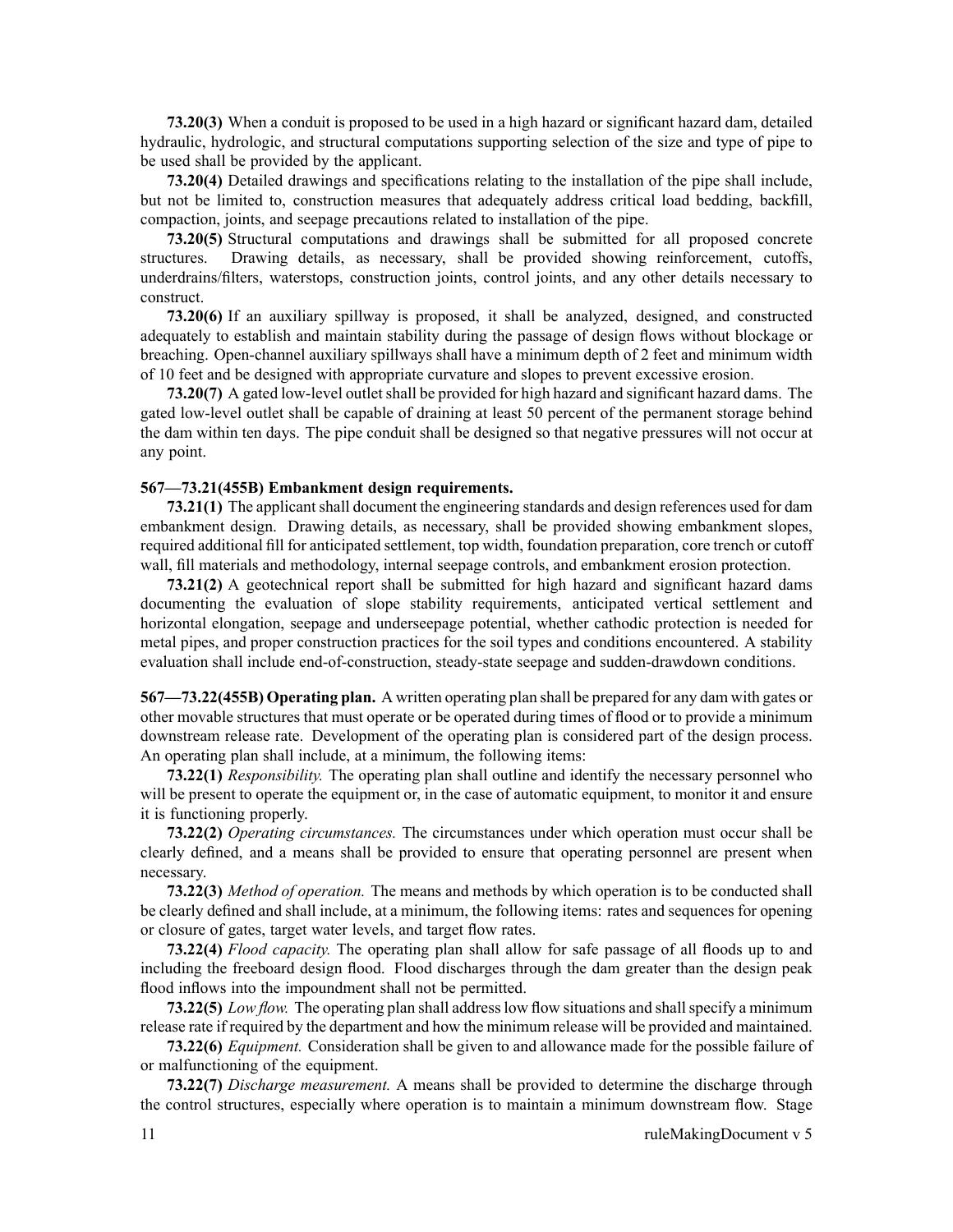**73.20(3)** When a conduit is proposed to be used in a high hazard or significant hazard dam, detailed hydraulic, hydrologic, and structural computations supporting selection of the size and type of pipe to be used shall be provided by the applicant.

**73.20(4)** Detailed drawings and specifications relating to the installation of the pipe shall include, but not be limited to, construction measures that adequately address critical load bedding, backfill, compaction, joints, and seepage precautions related to installation of the pipe.

**73.20(5)** Structural computations and drawings shall be submitted for all proposed concrete structures. Drawing details, as necessary, shall be provided showing reinforcement, cutoffs, underdrains/filters, waterstops, construction joints, control joints, and any other details necessary to construct.

**73.20(6)** If an auxiliary spillway is proposed, it shall be analyzed, designed, and constructed adequately to establish and maintain stability during the passage of design flows without blockage or breaching. Open-channel auxiliary spillways shall have a minimum depth of 2 feet and minimum width of 10 feet and be designed with appropriate curvature and slopes to prevent excessive erosion.

**73.20(7)** A gated low-level outlet shall be provided for high hazard and significant hazard dams. The gated low-level outlet shall be capable of draining at least 50 percent of the permanent storage behind the dam within ten days. The pipe conduit shall be designed so that negative pressures will not occur at any point.

**567—73.21(455B) Embankment design requirements.**

**73.21(1)** The applicant shall document the engineering standards and design references used for dam embankment design. Drawing details, as necessary, shall be provided showing embankment slopes, required additional fill for anticipated settlement, top width, foundation preparation, core trench or cutoff wall, fill materials and methodology, internal seepage controls, and embankment erosion protection.

**73.21(2)** A geotechnical report shall be submitted for high hazard and significant hazard dams documenting the evaluation of slope stability requirements, anticipated vertical settlement and horizontal elongation, seepage and underseepage potential, whether cathodic protection is needed for metal pipes, and proper construction practices for the soil types and conditions encountered. A stability evaluation shall include end-of-construction, steady-state seepage and sudden-drawdown conditions.

**567—73.22(455B) Operating plan.** A written operating plan shall be prepared for any dam with gates or other movable structures that must operate or be operated during times of flood or to provide a minimum downstream release rate. Development of the operating plan is considered part of the design process. An operating plan shall include, at a minimum, the following items:

**73.22(1)** *Responsibility.* The operating plan shall outline and identify the necessary personnel who will be present to operate the equipment or, in the case of automatic equipment, to monitor it and ensure it is functioning properly.

**73.22(2)** *Operating circumstances.* The circumstances under which operation must occur shall be clearly defined, and a means shall be provided to ensure that operating personnel are present when necessary.

**73.22(3)** *Method of operation.* The means and methods by which operation is to be conducted shall be clearly defined and shall include, at a minimum, the following items: rates and sequences for opening or closure of gates, target water levels, and target flow rates.

**73.22(4)** *Flood capacity.* The operating plan shall allow for safe passage of all floods up to and including the freeboard design flood. Flood discharges through the dam greater than the design peak flood inflows into the impoundment shall not be permitted.

**73.22(5)** *Low flow.* The operating plan shall address low flow situations and shall specify a minimum release rate if required by the department and how the minimum release will be provided and maintained.

**73.22(6)** *Equipment.* Consideration shall be given to and allowance made for the possible failure of or malfunctioning of the equipment.

**73.22(7)** *Discharge measurement.* A means shall be provided to determine the discharge through the control structures, especially where operation is to maintain a minimum downstream flow. Stage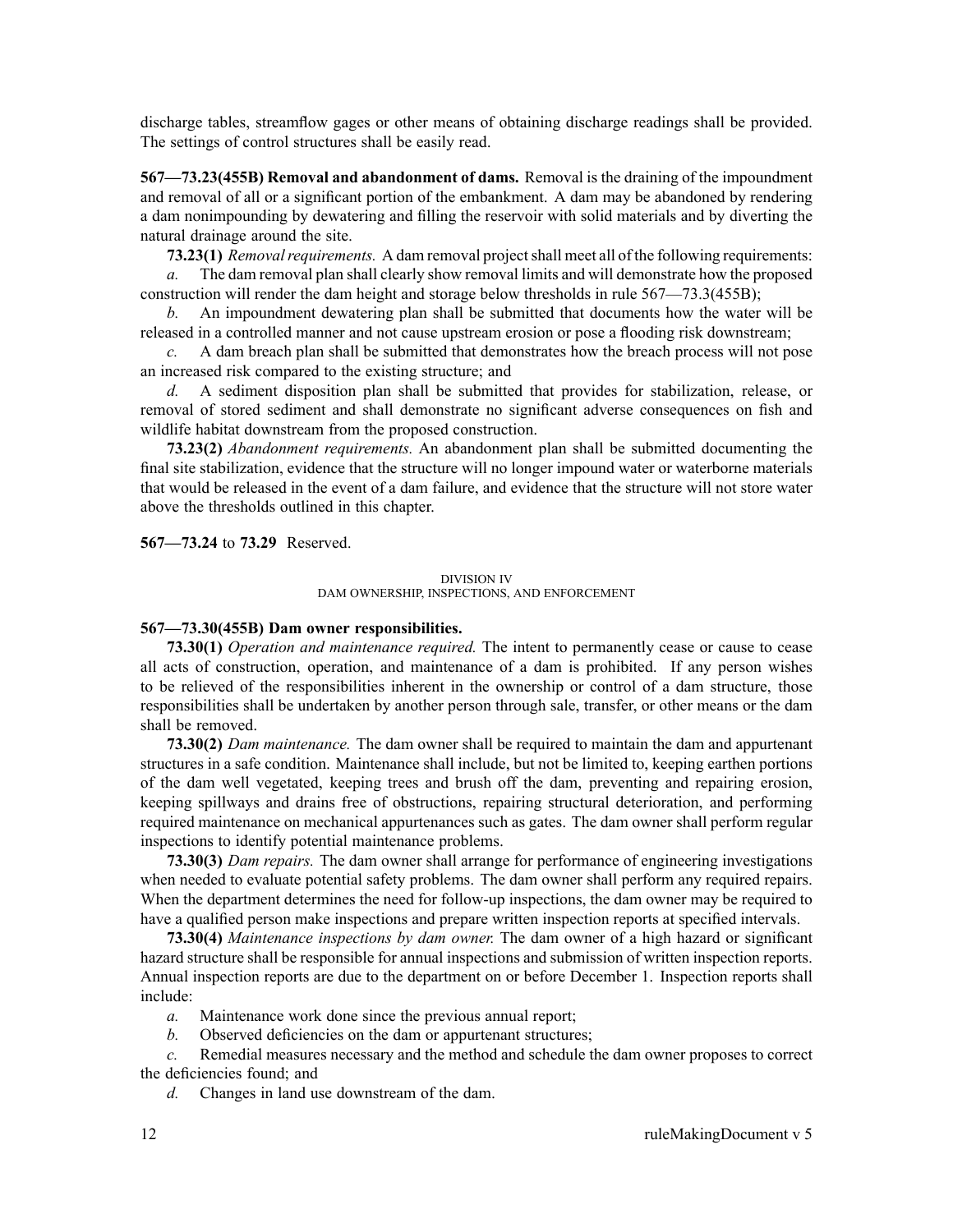discharge tables, streamflow gages or other means of obtaining discharge readings shall be provided. The settings of control structures shall be easily read.

**567—73.23(455B) Removal and abandonment of dams.** Removal is the draining of the impoundment and removal of all or a significant portion of the embankment. A dam may be abandoned by rendering a dam nonimpounding by dewatering and filling the reservoir with solid materials and by diverting the natural drainage around the site.

**73.23(1)** *Removal requirements.* A dam removal project shall meet all of the following requirements:

*a.* The dam removal plan shall clearly show removal limits and will demonstrate how the proposed construction will render the dam height and storage below thresholds in rule 567—73.3(455B);

*b.* An impoundment dewatering plan shall be submitted that documents how the water will be released in a controlled manner and not cause upstream erosion or pose a flooding risk downstream;

*c.* A dam breach plan shall be submitted that demonstrates how the breach process will not pose an increased risk compared to the existing structure; and

*d.* A sediment disposition plan shall be submitted that provides for stabilization, release, or removal of stored sediment and shall demonstrate no significant adverse consequences on fish and wildlife habitat downstream from the proposed construction.

**73.23(2)** *Abandonment requirements.* An abandonment plan shall be submitted documenting the final site stabilization, evidence that the structure will no longer impound water or waterborne materials that would be released in the event of a dam failure, and evidence that the structure will not store water above the thresholds outlined in this chapter.

**567—73.24** to **73.29** Reserved.

DIVISION IV
DAM OWNERSHIP, INSPECTIONS, AND ENFORCEMENT

**567—73.30(455B) Dam owner responsibilities.**

**73.30(1)** *Operation and maintenance required.* The intent to permanently cease or cause to cease all acts of construction, operation, and maintenance of a dam is prohibited. If any person wishes to be relieved of the responsibilities inherent in the ownership or control of a dam structure, those responsibilities shall be undertaken by another person through sale, transfer, or other means or the dam shall be removed.

**73.30(2)** *Dam maintenance.* The dam owner shall be required to maintain the dam and appurtenant structures in a safe condition. Maintenance shall include, but not be limited to, keeping earthen portions of the dam well vegetated, keeping trees and brush off the dam, preventing and repairing erosion, keeping spillways and drains free of obstructions, repairing structural deterioration, and performing required maintenance on mechanical appurtenances such as gates. The dam owner shall perform regular inspections to identify potential maintenance problems.

**73.30(3)** *Dam repairs.* The dam owner shall arrange for performance of engineering investigations when needed to evaluate potential safety problems. The dam owner shall perform any required repairs. When the department determines the need for follow-up inspections, the dam owner may be required to have a qualified person make inspections and prepare written inspection reports at specified intervals.

**73.30(4)** *Maintenance inspections by dam owner.* The dam owner of a high hazard or significant hazard structure shall be responsible for annual inspections and submission of written inspection reports. Annual inspection reports are due to the department on or before December 1. Inspection reports shall include:

*a.* Maintenance work done since the previous annual report;

*b.* Observed deficiencies on the dam or appurtenant structures;

*c.* Remedial measures necessary and the method and schedule the dam owner proposes to correct the deficiencies found; and

*d.* Changes in land use downstream of the dam.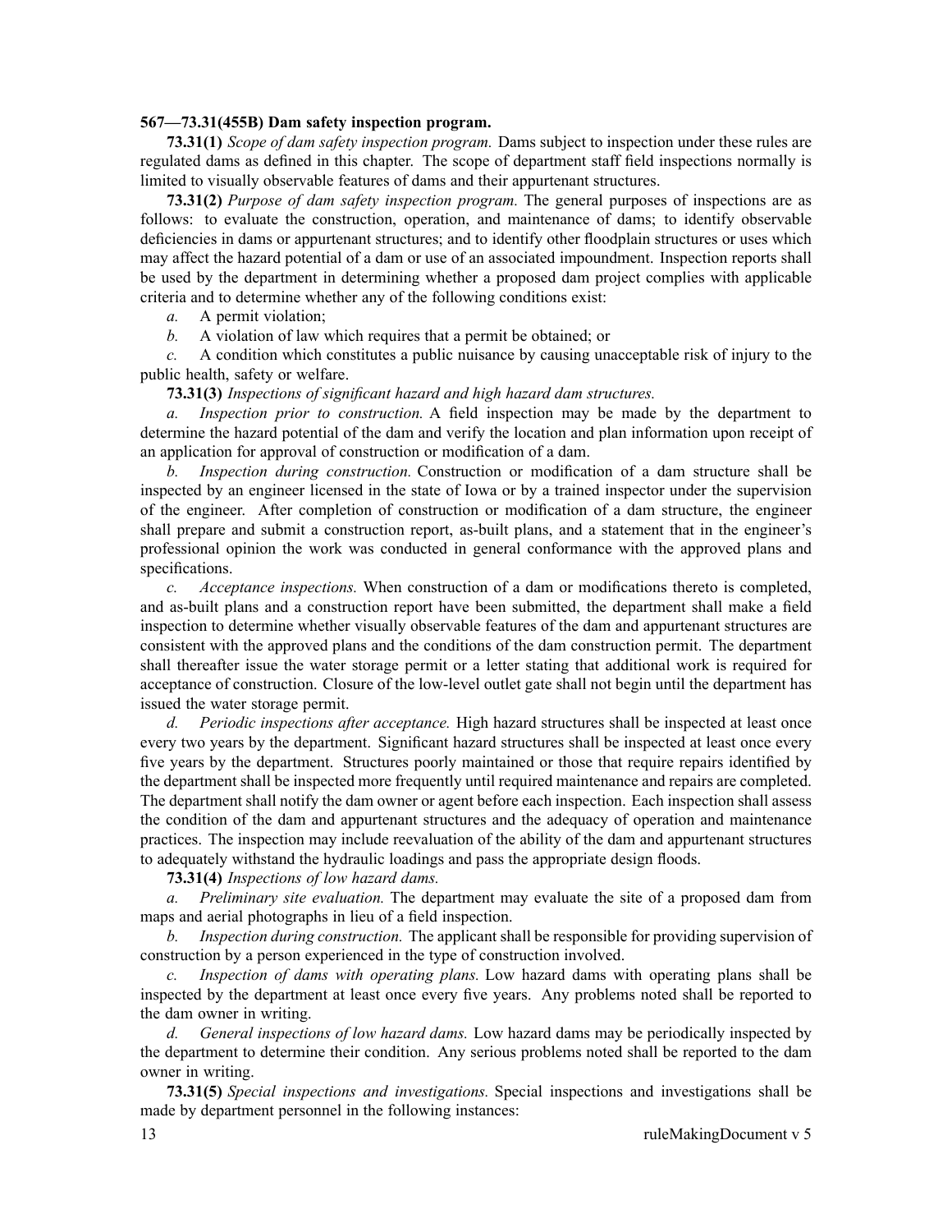**567—73.31(455B) Dam safety inspection program.**

**73.31(1)** *Scope of dam safety inspection program.* Dams subject to inspection under these rules are regulated dams as defined in this chapter. The scope of department staff field inspections normally is limited to visually observable features of dams and their appurtenant structures.

**73.31(2)** *Purpose of dam safety inspection program.* The general purposes of inspections are as follows: to evaluate the construction, operation, and maintenance of dams; to identify observable deficiencies in dams or appurtenant structures; and to identify other floodplain structures or uses which may affect the hazard potential of a dam or use of an associated impoundment. Inspection reports shall be used by the department in determining whether a proposed dam project complies with applicable criteria and to determine whether any of the following conditions exist:

*a.* A permit violation;

*b.* A violation of law which requires that a permit be obtained; or

*c.* A condition which constitutes a public nuisance by causing unacceptable risk of injury to the public health, safety or welfare.

**73.31(3)** *Inspections of significant hazard and high hazard dam structures.*

*a. Inspection prior to construction.* A field inspection may be made by the department to determine the hazard potential of the dam and verify the location and plan information upon receipt of an application for approval of construction or modification of a dam.

*b. Inspection during construction.* Construction or modification of a dam structure shall be inspected by an engineer licensed in the state of Iowa or by a trained inspector under the supervision of the engineer. After completion of construction or modification of a dam structure, the engineer shall prepare and submit a construction report, as-built plans, and a statement that in the engineer's professional opinion the work was conducted in general conformance with the approved plans and specifications.

*c. Acceptance inspections.* When construction of a dam or modifications thereto is completed, and as-built plans and a construction report have been submitted, the department shall make a field inspection to determine whether visually observable features of the dam and appurtenant structures are consistent with the approved plans and the conditions of the dam construction permit. The department shall thereafter issue the water storage permit or a letter stating that additional work is required for acceptance of construction. Closure of the low-level outlet gate shall not begin until the department has issued the water storage permit.

*d. Periodic inspections after acceptance.* High hazard structures shall be inspected at least once every two years by the department. Significant hazard structures shall be inspected at least once every five years by the department. Structures poorly maintained or those that require repairs identified by the department shall be inspected more frequently until required maintenance and repairs are completed. The department shall notify the dam owner or agent before each inspection. Each inspection shall assess the condition of the dam and appurtenant structures and the adequacy of operation and maintenance practices. The inspection may include reevaluation of the ability of the dam and appurtenant structures to adequately withstand the hydraulic loadings and pass the appropriate design floods.

**73.31(4)** *Inspections of low hazard dams.*

*a. Preliminary site evaluation.* The department may evaluate the site of a proposed dam from maps and aerial photographs in lieu of a field inspection.

*b. Inspection during construction.* The applicant shall be responsible for providing supervision of construction by a person experienced in the type of construction involved.

*c. Inspection of dams with operating plans.* Low hazard dams with operating plans shall be inspected by the department at least once every five years. Any problems noted shall be reported to the dam owner in writing.

*d. General inspections of low hazard dams.* Low hazard dams may be periodically inspected by the department to determine their condition. Any serious problems noted shall be reported to the dam owner in writing.

**73.31(5)** *Special inspections and investigations.* Special inspections and investigations shall be made by department personnel in the following instances: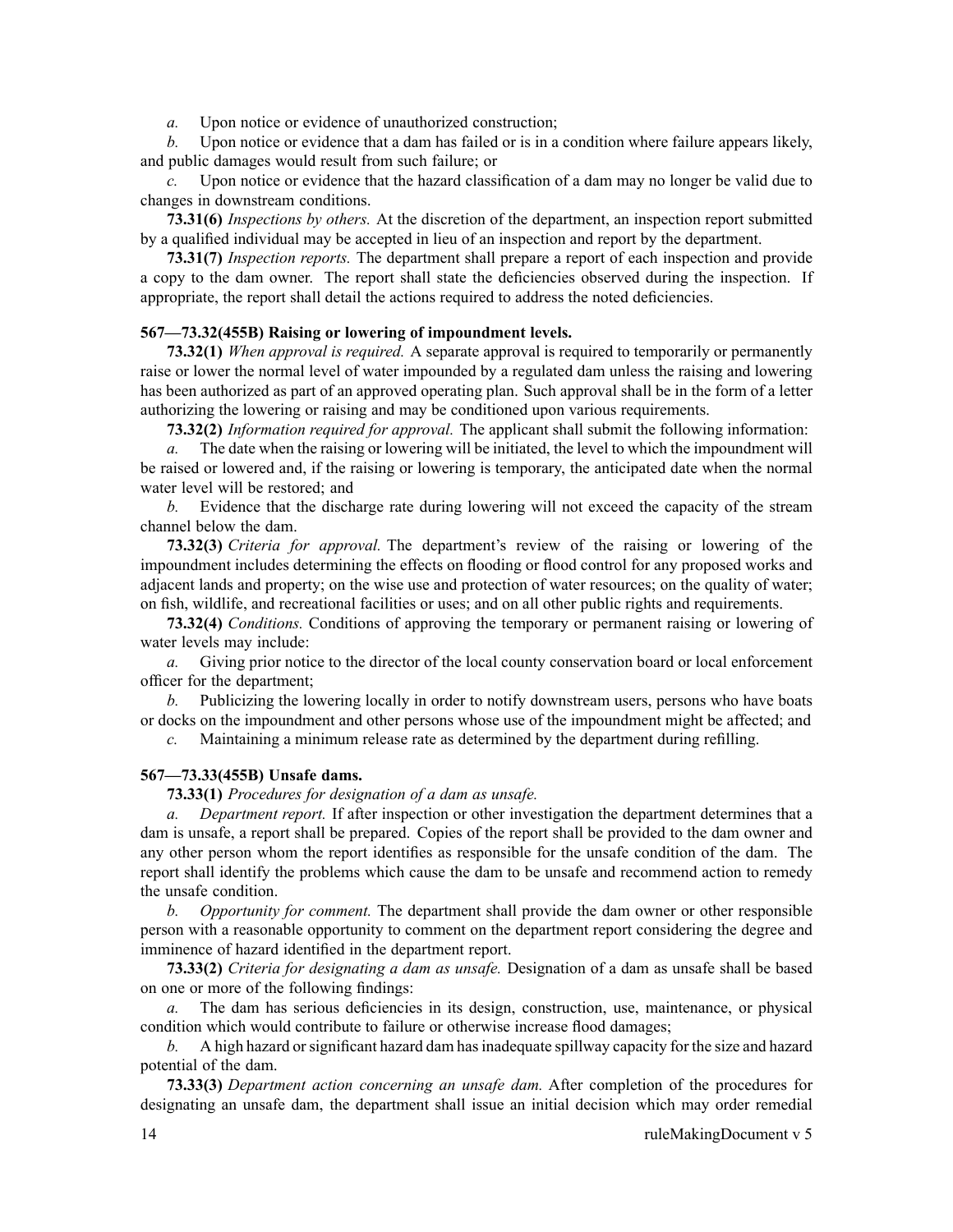*a.* Upon notice or evidence of unauthorized construction;

*b.* Upon notice or evidence that a dam has failed or is in a condition where failure appears likely, and public damages would result from such failure; or

*c.* Upon notice or evidence that the hazard classification of a dam may no longer be valid due to changes in downstream conditions.

**73.31(6)** *Inspections by others.* At the discretion of the department, an inspection report submitted by a qualified individual may be accepted in lieu of an inspection and report by the department.

**73.31(7)** *Inspection reports.* The department shall prepare a report of each inspection and provide a copy to the dam owner. The report shall state the deficiencies observed during the inspection. If appropriate, the report shall detail the actions required to address the noted deficiencies.

**567—73.32(455B) Raising or lowering of impoundment levels.**

**73.32(1)** *When approval is required.* A separate approval is required to temporarily or permanently raise or lower the normal level of water impounded by a regulated dam unless the raising and lowering has been authorized as part of an approved operating plan. Such approval shall be in the form of a letter authorizing the lowering or raising and may be conditioned upon various requirements.

**73.32(2)** *Information required for approval.* The applicant shall submit the following information:

*a.* The date when the raising or lowering will be initiated, the level to which the impoundment will be raised or lowered and, if the raising or lowering is temporary, the anticipated date when the normal water level will be restored; and

*b.* Evidence that the discharge rate during lowering will not exceed the capacity of the stream channel below the dam.

**73.32(3)** *Criteria for approval.* The department's review of the raising or lowering of the impoundment includes determining the effects on flooding or flood control for any proposed works and adjacent lands and property; on the wise use and protection of water resources; on the quality of water; on fish, wildlife, and recreational facilities or uses; and on all other public rights and requirements.

**73.32(4)** *Conditions.* Conditions of approving the temporary or permanent raising or lowering of water levels may include:

*a.* Giving prior notice to the director of the local county conservation board or local enforcement officer for the department;

*b.* Publicizing the lowering locally in order to notify downstream users, persons who have boats or docks on the impoundment and other persons whose use of the impoundment might be affected; and

*c.* Maintaining a minimum release rate as determined by the department during refilling.

**567—73.33(455B) Unsafe dams.**

**73.33(1)** *Procedures for designation of a dam as unsafe.*

*a.* *Department report.* If after inspection or other investigation the department determines that a dam is unsafe, a report shall be prepared. Copies of the report shall be provided to the dam owner and any other person whom the report identifies as responsible for the unsafe condition of the dam. The report shall identify the problems which cause the dam to be unsafe and recommend action to remedy the unsafe condition.

*b.* *Opportunity for comment.* The department shall provide the dam owner or other responsible person with a reasonable opportunity to comment on the department report considering the degree and imminence of hazard identified in the department report.

**73.33(2)** *Criteria for designating a dam as unsafe.* Designation of a dam as unsafe shall be based on one or more of the following findings:

*a.* The dam has serious deficiencies in its design, construction, use, maintenance, or physical condition which would contribute to failure or otherwise increase flood damages;

*b.* A high hazard or significant hazard dam has inadequate spillway capacity for the size and hazard potential of the dam.

**73.33(3)** *Department action concerning an unsafe dam.* After completion of the procedures for designating an unsafe dam, the department shall issue an initial decision which may order remedial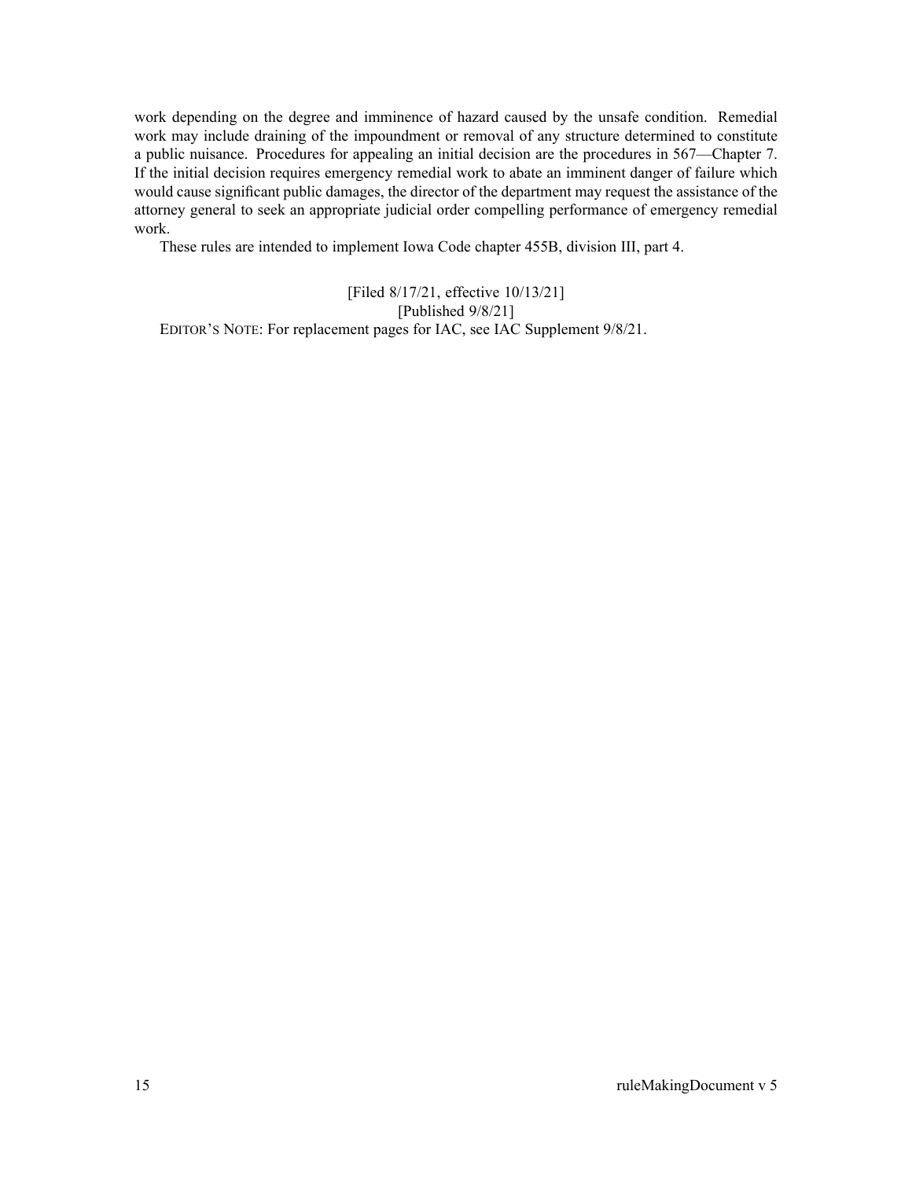work depending on the degree and imminence of hazard caused by the unsafe condition. Remedial work may include draining of the impoundment or removal of any structure determined to constitute a public nuisance. Procedures for appealing an initial decision are the procedures in 567—Chapter 7. If the initial decision requires emergency remedial work to abate an imminent danger of failure which would cause significant public damages, the director of the department may request the assistance of the attorney general to seek an appropriate judicial order compelling performance of emergency remedial work.

These rules are intended to implement Iowa Code chapter 455B, division III, part 4.

[Filed 8/17/21, effective 10/13/21]
[Published 9/8/21]

EDITOR'S NOTE: For replacement pages for IAC, see IAC Supplement 9/8/21.